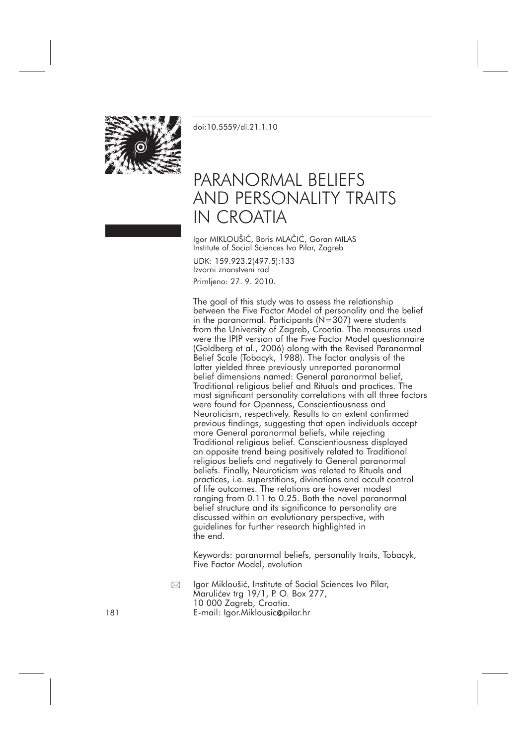doi:10.5559/di.21.1.10

# PARANORMAL BELIEFS AND PERSONALITY TRAITS IN CROATIA

Igor MIKLOUŠIĆ, Boris MLAČIĆ, Goran MILAS
Institute of Social Sciences Ivo Pilar, Zagreb

UDK: 159.923.2(497.5):133
Izvorni znanstveni rad
Primljeno: 27. 9. 2010.

The goal of this study was to assess the relationship between the Five Factor Model of personality and the belief in the paranormal. Participants (N=307) were students from the University of Zagreb, Croatia. The measures used were the IPIP version of the Five Factor Model questionnaire (Goldberg et al., 2006) along with the Revised Paranormal Belief Scale (Tobacyk, 1988). The factor analysis of the latter yielded three previously unreported paranormal belief dimensions named: General paranormal belief, Traditional religious belief and Rituals and practices. The most significant personality correlations with all three factors were found for Openness, Conscientiousness and Neuroticism, respectively. Results to an extent confirmed previous findings, suggesting that open individuals accept more General paranormal beliefs, while rejecting Traditional religious belief. Conscientiousness displayed an opposite trend being positively related to Traditional religious beliefs and negatively to General paranormal beliefs. Finally, Neuroticism was related to Rituals and practices, i.e. superstitions, divinations and occult control of life outcomes. The relations are however modest ranging from 0.11 to 0.25. Both the novel paranormal belief structure and its significance to personality are discussed within an evolutionary perspective, with guidelines for further research highlighted in the end.

Keywords: paranormal beliefs, personality traits, Tobacyk, Five Factor Model, evolution

Igor Miklоušić, Institute of Social Sciences Ivo Pilar, Marulićev trg 19/1, P. O. Box 277, 10 000 Zagreb, Croatia.
E-mail: Igor.Miklousic@pilar.hr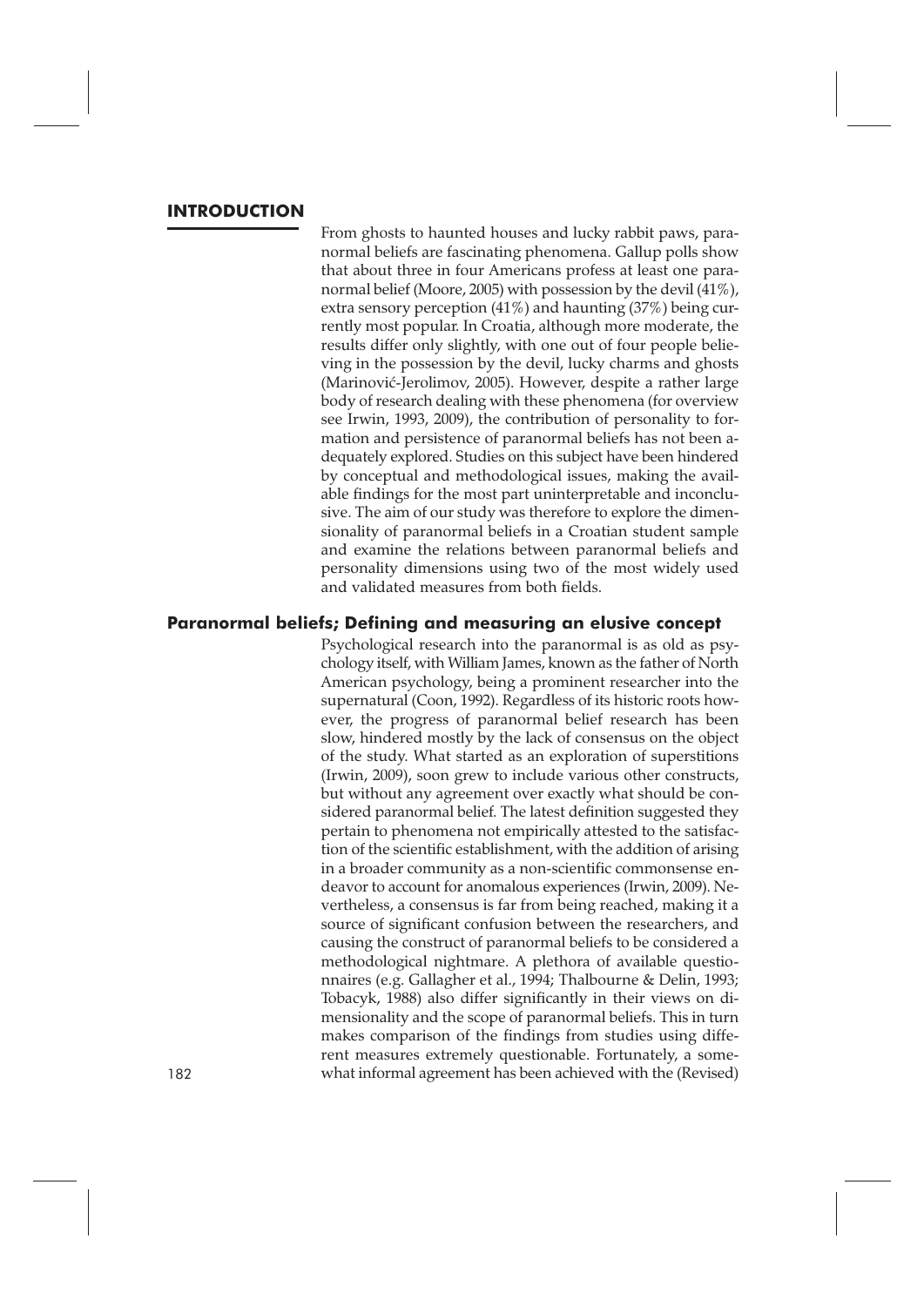## INTRODUCTION

From ghosts to haunted houses and lucky rabbit paws, paranormal beliefs are fascinating phenomena. Gallup polls show that about three in four Americans profess at least one paranormal belief (Moore, 2005) with possession by the devil (41%), extra sensory perception (41%) and haunting (37%) being currently most popular. In Croatia, although more moderate, the results differ only slightly, with one out of four people believing in the possession by the devil, lucky charms and ghosts (Marinović-Jerolimov, 2005). However, despite a rather large body of research dealing with these phenomena (for overview see Irwin, 1993, 2009), the contribution of personality to formation and persistence of paranormal beliefs has not been adequately explored. Studies on this subject have been hindered by conceptual and methodological issues, making the available findings for the most part uninterpretable and inconclusive. The aim of our study was therefore to explore the dimensionality of paranormal beliefs in a Croatian student sample and examine the relations between paranormal beliefs and personality dimensions using two of the most widely used and validated measures from both fields.

### Paranormal beliefs; Defining and measuring an elusive concept

Psychological research into the paranormal is as old as psychology itself, with William James, known as the father of North American psychology, being a prominent researcher into the supernatural (Coon, 1992). Regardless of its historic roots however, the progress of paranormal belief research has been slow, hindered mostly by the lack of consensus on the object of the study. What started as an exploration of superstitions (Irwin, 2009), soon grew to include various other constructs, but without any agreement over exactly what should be considered paranormal belief. The latest definition suggested they pertain to phenomena not empirically attested to the satisfaction of the scientific establishment, with the addition of arising in a broader community as a non-scientific commonsense endeavor to account for anomalous experiences (Irwin, 2009). Nevertheless, a consensus is far from being reached, making it a source of significant confusion between the researchers, and causing the construct of paranormal beliefs to be considered a methodological nightmare. A plethora of available questionnaires (e.g. Gallagher et al., 1994; Thalbourne & Delin, 1993; Tobacyk, 1988) also differ significantly in their views on dimensionality and the scope of paranormal beliefs. This in turn makes comparison of the findings from studies using different measures extremely questionable. Fortunately, a somewhat informal agreement has been achieved with the (Revised)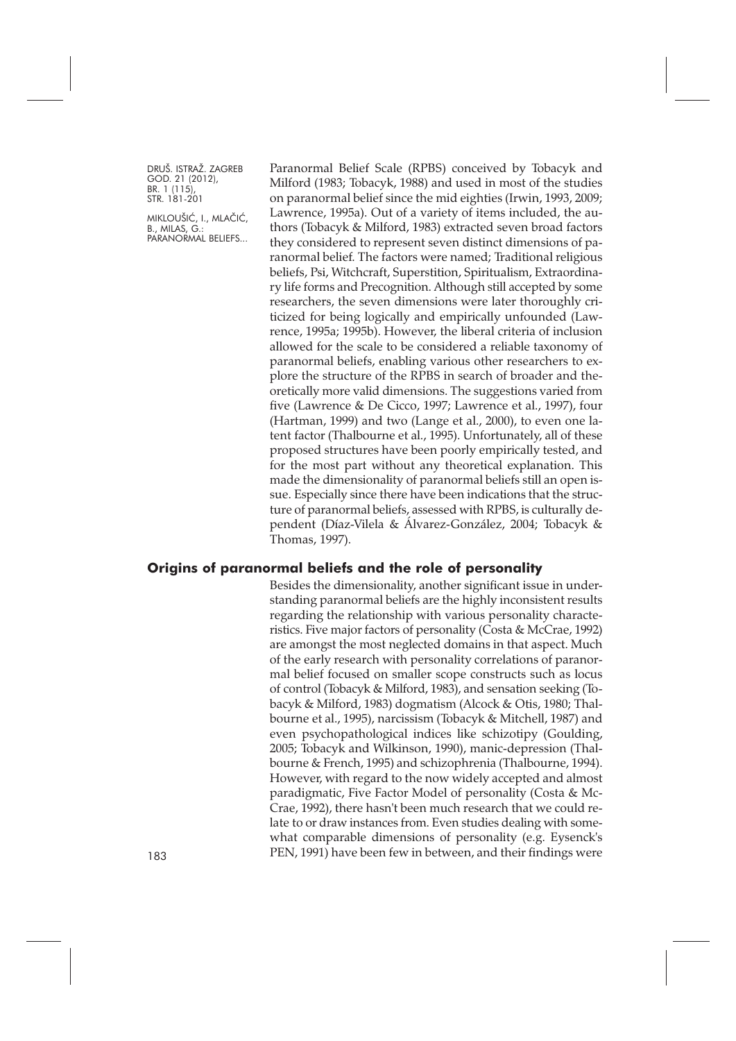Paranormal Belief Scale (RPBS) conceived by Tobacyk and Milford (1983; Tobacyk, 1988) and used in most of the studies on paranormal belief since the mid eighties (Irwin, 1993, 2009; Lawrence, 1995a). Out of a variety of items included, the authors (Tobacyk & Milford, 1983) extracted seven broad factors they considered to represent seven distinct dimensions of paranormal belief. The factors were named; Traditional religious beliefs, Psi, Witchcraft, Superstition, Spiritualism, Extraordinary life forms and Precognition. Although still accepted by some researchers, the seven dimensions were later thoroughly criticized for being logically and empirically unfounded (Lawrence, 1995a; 1995b). However, the liberal criteria of inclusion allowed for the scale to be considered a reliable taxonomy of paranormal beliefs, enabling various other researchers to explore the structure of the RPBS in search of broader and theoretically more valid dimensions. The suggestions varied from five (Lawrence & De Cicco, 1997; Lawrence et al., 1997), four (Hartman, 1999) and two (Lange et al., 2000), to even one latent factor (Thalbourne et al., 1995). Unfortunately, all of these proposed structures have been poorly empirically tested, and for the most part without any theoretical explanation. This made the dimensionality of paranormal beliefs still an open issue. Especially since there have been indications that the structure of paranormal beliefs, assessed with RPBS, is culturally dependent (Díaz-Vilela & Álvarez-González, 2004; Tobacyk & Thomas, 1997).

## Origins of paranormal beliefs and the role of personality

Besides the dimensionality, another significant issue in understanding paranormal beliefs are the highly inconsistent results regarding the relationship with various personality characteristics. Five major factors of personality (Costa & McCrae, 1992) are amongst the most neglected domains in that aspect. Much of the early research with personality correlations of paranormal belief focused on smaller scope constructs such as locus of control (Tobacyk & Milford, 1983), and sensation seeking (Tobacyk & Milford, 1983) dogmatism (Alcock & Otis, 1980; Thalbourne et al., 1995), narcissism (Tobacyk & Mitchell, 1987) and even psychopathological indices like schizotipy (Goulding, 2005; Tobacyk and Wilkinson, 1990), manic-depression (Thalbourne & French, 1995) and schizophrenia (Thalbourne, 1994). However, with regard to the now widely accepted and almost paradigmatic, Five Factor Model of personality (Costa & McCrae, 1992), there hasn't been much research that we could relate to or draw instances from. Even studies dealing with somewhat comparable dimensions of personality (e.g. Eysenck's PEN, 1991) have been few in between, and their findings were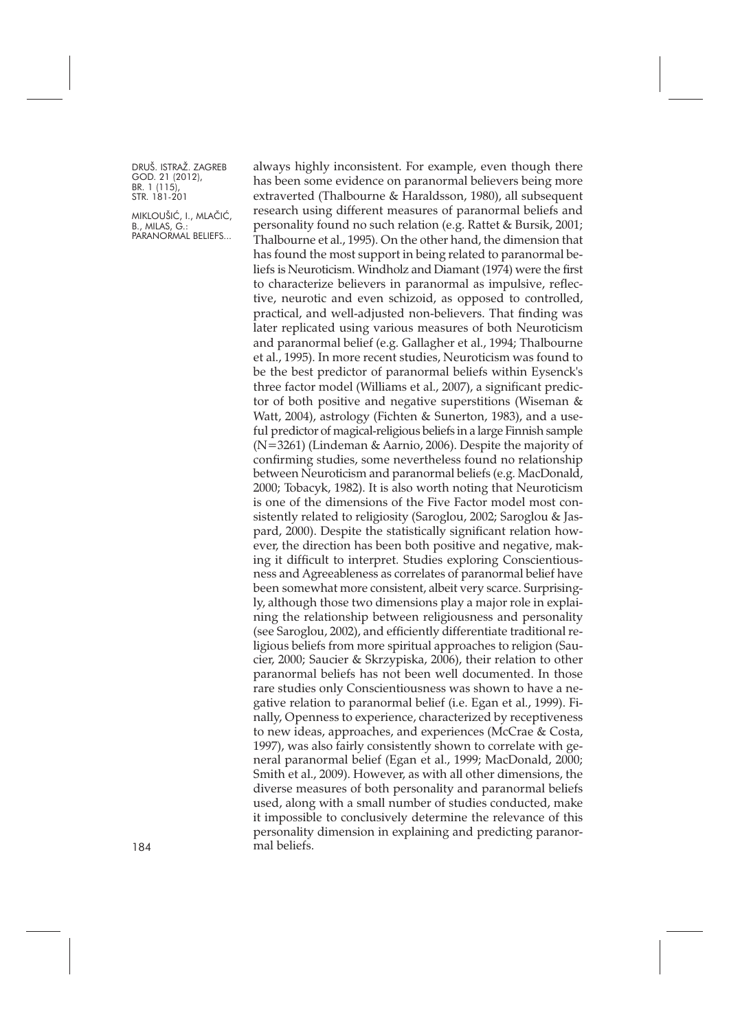always highly inconsistent. For example, even though there has been some evidence on paranormal believers being more extraverted (Thalbourne & Haraldsson, 1980), all subsequent research using different measures of paranormal beliefs and personality found no such relation (e.g. Rattet & Bursik, 2001; Thalbourne et al., 1995). On the other hand, the dimension that has found the most support in being related to paranormal beliefs is Neuroticism. Windholz and Diamant (1974) were the first to characterize believers in paranormal as impulsive, reflective, neurotic and even schizoid, as opposed to controlled, practical, and well-adjusted non-believers. That finding was later replicated using various measures of both Neuroticism and paranormal belief (e.g. Gallagher et al., 1994; Thalbourne et al., 1995). In more recent studies, Neuroticism was found to be the best predictor of paranormal beliefs within Eysenck's three factor model (Williams et al., 2007), a significant predictor of both positive and negative superstitions (Wiseman & Watt, 2004), astrology (Fichten & Sunerton, 1983), and a useful predictor of magical-religious beliefs in a large Finnish sample (N=3261) (Lindeman & Aarnio, 2006). Despite the majority of confirming studies, some nevertheless found no relationship between Neuroticism and paranormal beliefs (e.g. MacDonald, 2000; Tobacyk, 1982). It is also worth noting that Neuroticism is one of the dimensions of the Five Factor model most consistently related to religiosity (Saroglou, 2002; Saroglou & Jaspard, 2000). Despite the statistically significant relation however, the direction has been both positive and negative, making it difficult to interpret. Studies exploring Conscientiousness and Agreeableness as correlates of paranormal belief have been somewhat more consistent, albeit very scarce. Surprisingly, although those two dimensions play a major role in explaining the relationship between religiousness and personality (see Saroglou, 2002), and efficiently differentiate traditional religious beliefs from more spiritual approaches to religion (Saucier, 2000; Saucier & Skrzypiska, 2006), their relation to other paranormal beliefs has not been well documented. In those rare studies only Conscientiousness was shown to have a negative relation to paranormal belief (i.e. Egan et al., 1999). Finally, Openness to experience, characterized by receptiveness to new ideas, approaches, and experiences (McCrae & Costa, 1997), was also fairly consistently shown to correlate with general paranormal belief (Egan et al., 1999; MacDonald, 2000; Smith et al., 2009). However, as with all other dimensions, the diverse measures of both personality and paranormal beliefs used, along with a small number of studies conducted, make it impossible to conclusively determine the relevance of this personality dimension in explaining and predicting paranormal beliefs.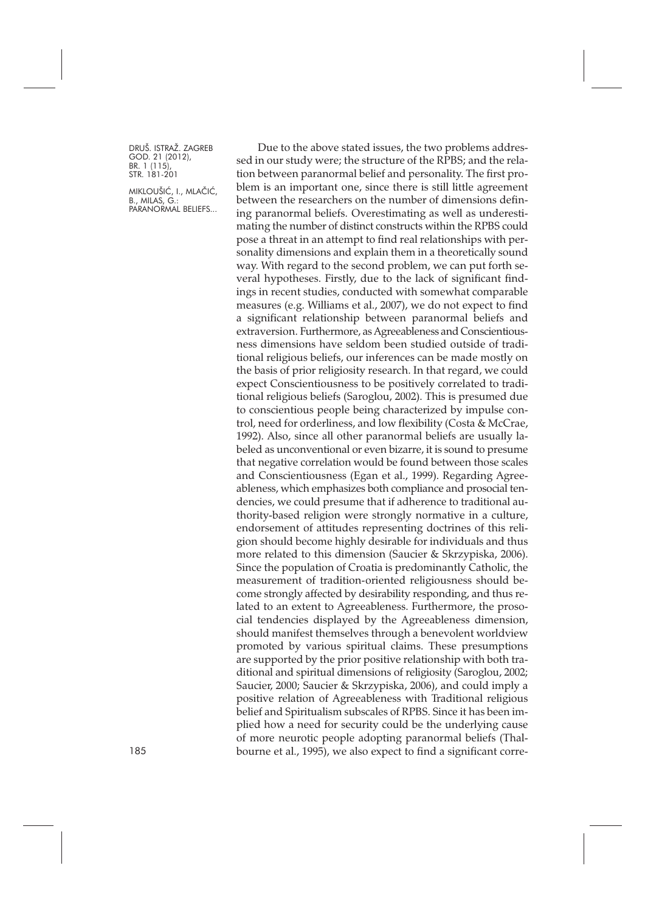Due to the above stated issues, the two problems addressed in our study were; the structure of the RPBS; and the relation between paranormal belief and personality. The first problem is an important one, since there is still little agreement between the researchers on the number of dimensions defining paranormal beliefs. Overestimating as well as underestimating the number of distinct constructs within the RPBS could pose a threat in an attempt to find real relationships with personality dimensions and explain them in a theoretically sound way. With regard to the second problem, we can put forth several hypotheses. Firstly, due to the lack of significant findings in recent studies, conducted with somewhat comparable measures (e.g. Williams et al., 2007), we do not expect to find a significant relationship between paranormal beliefs and extraversion. Furthermore, as Agreeableness and Conscientiousness dimensions have seldom been studied outside of traditional religious beliefs, our inferences can be made mostly on the basis of prior religiosity research. In that regard, we could expect Conscientiousness to be positively correlated to traditional religious beliefs (Saroglou, 2002). This is presumed due to conscientious people being characterized by impulse control, need for orderliness, and low flexibility (Costa & McCrae, 1992). Also, since all other paranormal beliefs are usually labeled as unconventional or even bizarre, it is sound to presume that negative correlation would be found between those scales and Conscientiousness (Egan et al., 1999). Regarding Agreeableness, which emphasizes both compliance and prosocial tendencies, we could presume that if adherence to traditional authority-based religion were strongly normative in a culture, endorsement of attitudes representing doctrines of this religion should become highly desirable for individuals and thus more related to this dimension (Saucier & Skrzypiska, 2006). Since the population of Croatia is predominantly Catholic, the measurement of tradition-oriented religiousness should become strongly affected by desirability responding, and thus related to an extent to Agreeableness. Furthermore, the prosocial tendencies displayed by the Agreeableness dimension, should manifest themselves through a benevolent worldview promoted by various spiritual claims. These presumptions are supported by the prior positive relationship with both traditional and spiritual dimensions of religiosity (Saroglou, 2002; Saucier, 2000; Saucier & Skrzypiska, 2006), and could imply a positive relation of Agreeableness with Traditional religious belief and Spiritualism subscales of RPBS. Since it has been implied how a need for security could be the underlying cause of more neurotic people adopting paranormal beliefs (Thalbourne et al., 1995), we also expect to find a significant corre-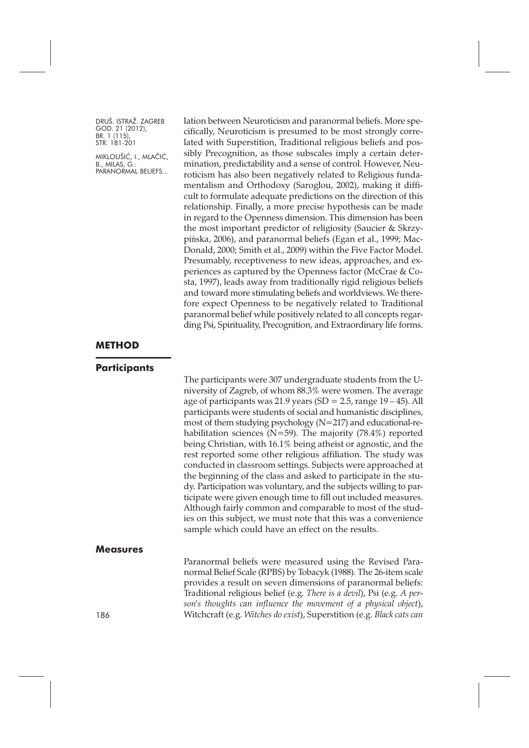lation between Neuroticism and paranormal beliefs. More specifically, Neuroticism is presumed to be most strongly correlated with Superstition, Traditional religious beliefs and possibly Precognition, as those subscales imply a certain determination, predictability and a sense of control. However, Neuroticism has also been negatively related to Religious fundamentalism and Orthodoxy (Saroglou, 2002), making it difficult to formulate adequate predictions on the direction of this relationship. Finally, a more precise hypothesis can be made in regard to the Openness dimension. This dimension has been the most important predictor of religiosity (Saucier & Skrzypińska, 2006), and paranormal beliefs (Egan et al., 1999; MacDonald, 2000; Smith et al., 2009) within the Five Factor Model. Presumably, receptiveness to new ideas, approaches, and experiences as captured by the Openness factor (McCrae & Costa, 1997), leads away from traditionally rigid religious beliefs and toward more stimulating beliefs and worldviews. We therefore expect Openness to be negatively related to Traditional paranormal belief while positively related to all concepts regarding Psi, Spirituality, Precognition, and Extraordinary life forms.

## METHOD

### Participants

The participants were 307 undergraduate students from the University of Zagreb, of whom 88.3% were women. The average age of participants was 21.9 years (SD = 2.5, range 19 – 45). All participants were students of social and humanistic disciplines, most of them studying psychology (N=217) and educational-rehabilitation sciences (N=59). The majority (78.4%) reported being Christian, with 16.1% being atheist or agnostic, and the rest reported some other religious affiliation. The study was conducted in classroom settings. Subjects were approached at the beginning of the class and asked to participate in the study. Participation was voluntary, and the subjects willing to participate were given enough time to fill out included measures. Although fairly common and comparable to most of the studies on this subject, we must note that this was a convenience sample which could have an effect on the results.

### Measures

Paranormal beliefs were measured using the Revised Paranormal Belief Scale (RPBS) by Tobacyk (1988). The 26-item scale provides a result on seven dimensions of paranormal beliefs: Traditional religious belief (e.g. *There is a devil*), Psi (e.g. *A person's thoughts can influence the movement of a physical object*), Witchcraft (e.g. *Witches do exist*), Superstition (e.g. *Black cats can*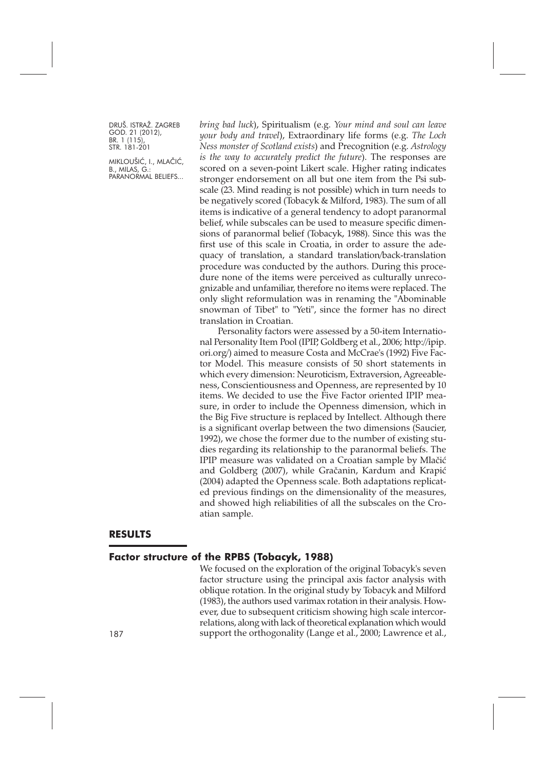*bring bad luck*), Spiritualism (e.g. *Your mind and soul can leave your body and travel*), Extraordinary life forms (e.g. *The Loch Ness monster of Scotland exists*) and Precognition (e.g. *Astrology is the way to accurately predict the future*). The responses are scored on a seven-point Likert scale. Higher rating indicates stronger endorsement on all but one item from the Psi subscale (23. Mind reading is not possible) which in turn needs to be negatively scored (Tobacyk & Milford, 1983). The sum of all items is indicative of a general tendency to adopt paranormal belief, while subscales can be used to measure specific dimensions of paranormal belief (Tobacyk, 1988). Since this was the first use of this scale in Croatia, in order to assure the adequacy of translation, a standard translation/back-translation procedure was conducted by the authors. During this procedure none of the items were perceived as culturally unrecognizable and unfamiliar, therefore no items were replaced. The only slight reformulation was in renaming the "Abominable snowman of Tibet" to "Yeti", since the former has no direct translation in Croatian.

Personality factors were assessed by a 50-item International Personality Item Pool (IPIP, Goldberg et al., 2006; http://ipip.ori.org/) aimed to measure Costa and McCrae's (1992) Five Factor Model. This measure consists of 50 short statements in which every dimension: Neuroticism, Extraversion, Agreeableness, Conscientiousness and Openness, are represented by 10 items. We decided to use the Five Factor oriented IPIP measure, in order to include the Openness dimension, which in the Big Five structure is replaced by Intellect. Although there is a significant overlap between the two dimensions (Saucier, 1992), we chose the former due to the number of existing studies regarding its relationship to the paranormal beliefs. The IPIP measure was validated on a Croatian sample by Mlačić and Goldberg (2007), while Gračanin, Kardum and Krapić (2004) adapted the Openness scale. Both adaptations replicated previous findings on the dimensionality of the measures, and showed high reliabilities of all the subscales on the Croatian sample.

## RESULTS

### Factor structure of the RPBS (Tobacyk, 1988)

We focused on the exploration of the original Tobacyk's seven factor structure using the principal axis factor analysis with oblique rotation. In the original study by Tobacyk and Milford (1983), the authors used varimax rotation in their analysis. However, due to subsequent criticism showing high scale intercorrelations, along with lack of theoretical explanation which would support the orthogonality (Lange et al., 2000; Lawrence et al.,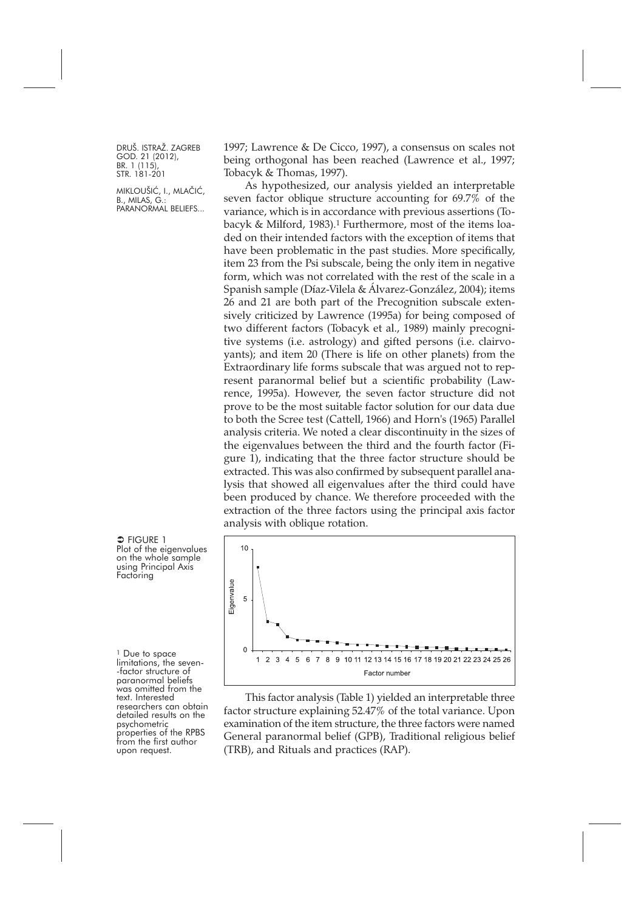1997; Lawrence & De Cicco, 1997), a consensus on scales not being orthogonal has been reached (Lawrence et al., 1997; Tobacyk & Thomas, 1997).

As hypothesized, our analysis yielded an interpretable seven factor oblique structure accounting for 69.7% of the variance, which is in accordance with previous assertions (Tobacyk & Milford, 1983).[1] Furthermore, most of the items loaded on their intended factors with the exception of items that have been problematic in the past studies. More specifically, item 23 from the Psi subscale, being the only item in negative form, which was not correlated with the rest of the scale in a Spanish sample (Díaz-Vilela & Álvarez-González, 2004); items 26 and 21 are both part of the Precognition subscale extensively criticized by Lawrence (1995a) for being composed of two different factors (Tobacyk et al., 1989) mainly precognitive systems (i.e. astrology) and gifted persons (i.e. clairvoyants); and item 20 (There is life on other planets) from the Extraordinary life forms subscale that was argued not to represent paranormal belief but a scientific probability (Lawrence, 1995a). However, the seven factor structure did not prove to be the most suitable factor solution for our data due to both the Scree test (Cattell, 1966) and Horn's (1965) Parallel analysis criteria. We noted a clear discontinuity in the sizes of the eigenvalues between the third and the fourth factor (Figure 1), indicating that the three factor structure should be extracted. This was also confirmed by subsequent parallel analysis that showed all eigenvalues after the third could have been produced by chance. We therefore proceeded with the extraction of the three factors using the principal axis factor analysis with oblique rotation.

FIGURE 1
Plot of the eigenvalues on the whole sample using Principal Axis Factoring

This factor analysis (Table 1) yielded an interpretable three factor structure explaining 52.47% of the total variance. Upon examination of the item structure, the three factors were named General paranormal belief (GPB), Traditional religious belief (TRB), and Rituals and practices (RAP).

[1] Due to space limitations, the seven-factor structure of paranormal beliefs was omitted from the text. Interested researchers can obtain detailed results on the psychometric properties of the RPBS from the first author upon request.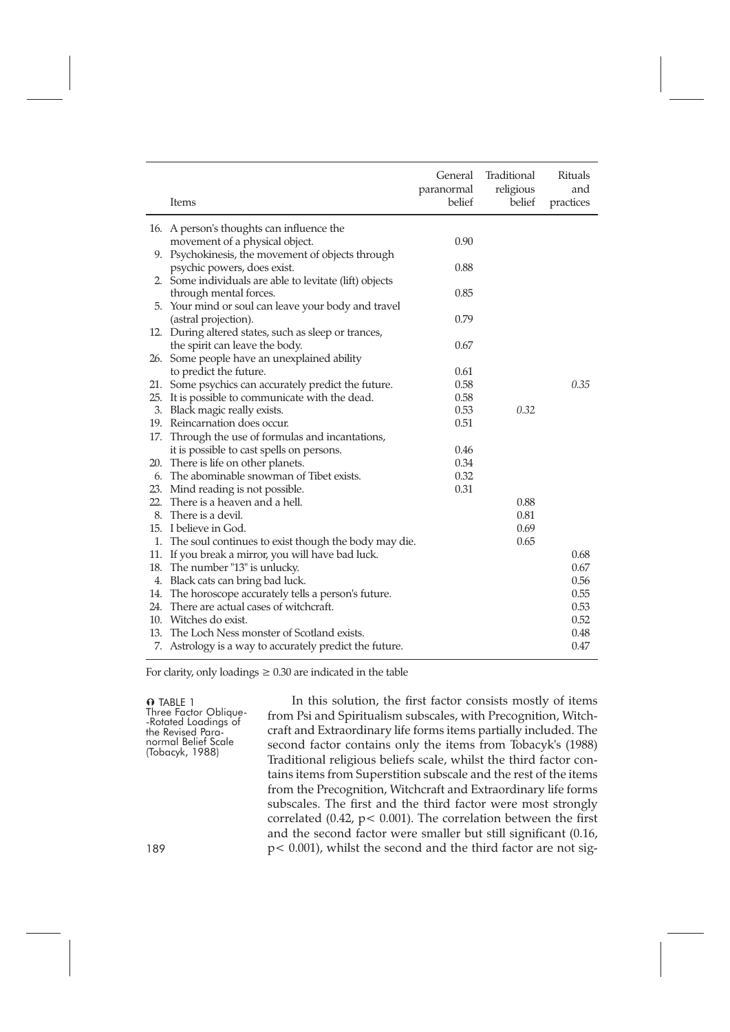| Items | General paranormal belief | Traditional religious belief | Rituals and practices |
|---|---|---|---|
| 16. A person's thoughts can influence the movement of a physical object. | 0.90 | | |
| 9. Psychokinesis, the movement of objects through psychic powers, does exist. | 0.88 | | |
| 2. Some individuals are able to levitate (lift) objects through mental forces. | 0.85 | | |
| 5. Your mind or soul can leave your body and travel (astral projection). | 0.79 | | |
| 12. During altered states, such as sleep or trances, the spirit can leave the body. | 0.67 | | |
| 26. Some people have an unexplained ability to predict the future. | 0.61 | | |
| 21. Some psychics can accurately predict the future. | 0.58 | | *0.35* |
| 25. It is possible to communicate with the dead. | 0.58 | | |
| 3. Black magic really exists. | 0.53 | *0.32* | |
| 19. Reincarnation does occur. | 0.51 | | |
| 17. Through the use of formulas and incantations, it is possible to cast spells on persons. | 0.46 | | |
| 20. There is life on other planets. | 0.34 | | |
| 6. The abominable snowman of Tibet exists. | 0.32 | | |
| 23. Mind reading is not possible. | 0.31 | | |
| 22. There is a heaven and a hell. | | 0.88 | |
| 8. There is a devil. | | 0.81 | |
| 15. I believe in God. | | 0.69 | |
| 1. The soul continues to exist though the body may die. | | 0.65 | |
| 11. If you break a mirror, you will have bad luck. | | | 0.68 |
| 18. The number "13" is unlucky. | | | 0.67 |
| 4. Black cats can bring bad luck. | | | 0.56 |
| 14. The horoscope accurately tells a person's future. | | | 0.55 |
| 24. There are actual cases of witchcraft. | | | 0.53 |
| 10. Witches do exist. | | | 0.52 |
| 13. The Loch Ness monster of Scotland exists. | | | 0.48 |
| 7. Astrology is a way to accurately predict the future. | | | 0.47 |

For clarity, only loadings ≥ 0.30 are indicated in the table

TABLE 1
Three Factor Oblique-Rotated Loadings of the Revised Paranormal Belief Scale (Tobacyk, 1988)

In this solution, the first factor consists mostly of items from Psi and Spiritualism subscales, with Precognition, Witchcraft and Extraordinary life forms items partially included. The second factor contains only the items from Tobacyk's (1988) Traditional religious beliefs scale, whilst the third factor contains items from Superstition subscale and the rest of the items from the Precognition, Witchcraft and Extraordinary life forms subscales. The first and the third factor were most strongly correlated (0.42, $p < 0.001$). The correlation between the first and the second factor were smaller but still significant (0.16, $p < 0.001$), whilst the second and the third factor are not sig-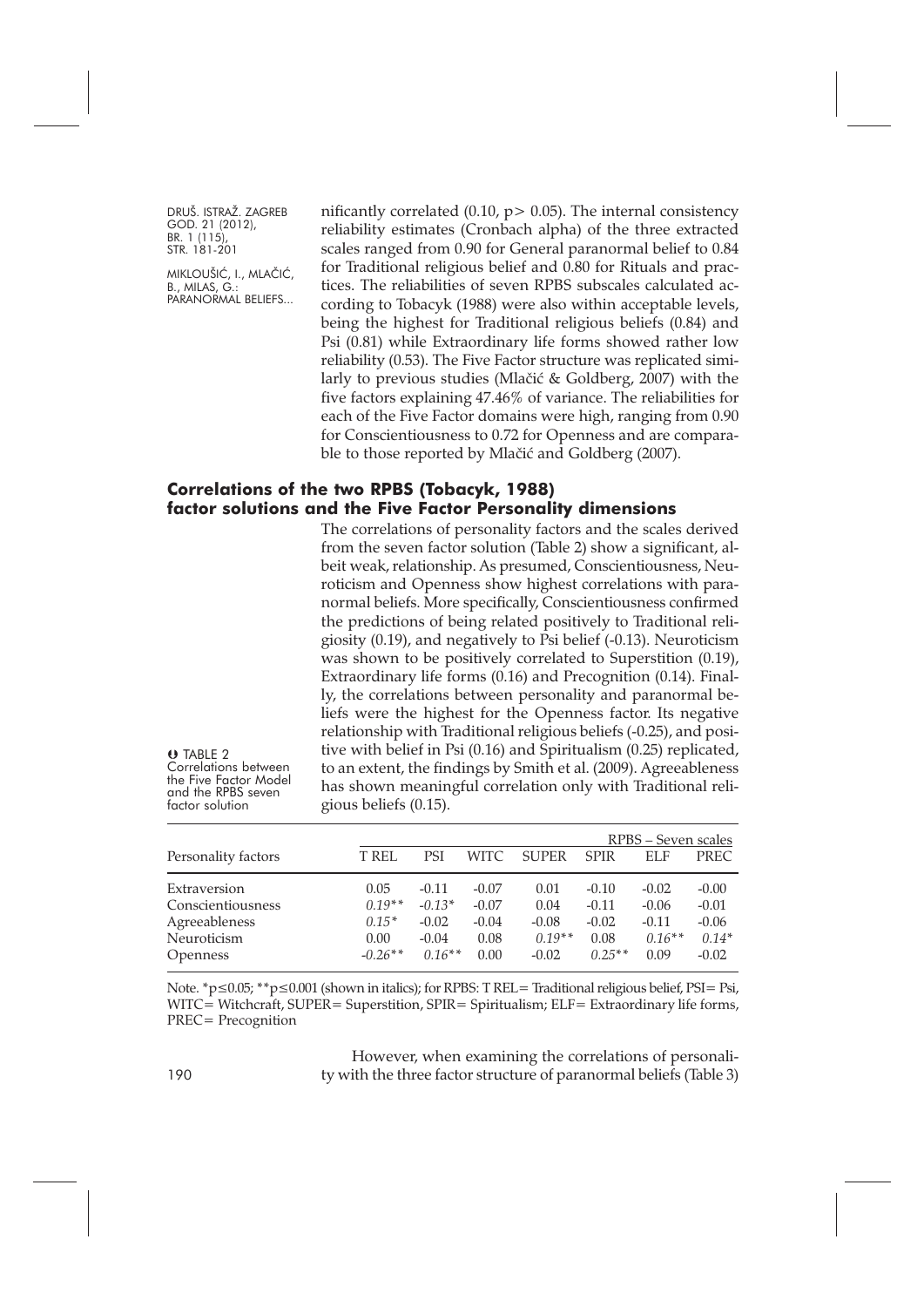nificantly correlated (0.10, $p > 0.05$). The internal consistency reliability estimates (Cronbach alpha) of the three extracted scales ranged from 0.90 for General paranormal belief to 0.84 for Traditional religious belief and 0.80 for Rituals and practices. The reliabilities of seven RPBS subscales calculated according to Tobacyk (1988) were also within acceptable levels, being the highest for Traditional religious beliefs (0.84) and Psi (0.81) while Extraordinary life forms showed rather low reliability (0.53). The Five Factor structure was replicated similarly to previous studies (Mlačić & Goldberg, 2007) with the five factors explaining 47.46% of variance. The reliabilities for each of the Five Factor domains were high, ranging from 0.90 for Conscientiousness to 0.72 for Openness and are comparable to those reported by Mlačić and Goldberg (2007).

## Correlations of the two RPBS (Tobacyk, 1988) factor solutions and the Five Factor Personality dimensions

The correlations of personality factors and the scales derived from the seven factor solution (Table 2) show a significant, albeit weak, relationship. As presumed, Conscientiousness, Neuroticism and Openness show highest correlations with paranormal beliefs. More specifically, Conscientiousness confirmed the predictions of being related positively to Traditional religiosity (0.19), and negatively to Psi belief (-0.13). Neuroticism was shown to be positively correlated to Superstition (0.19), Extraordinary life forms (0.16) and Precognition (0.14). Finally, the correlations between personality and paranormal beliefs were the highest for the Openness factor. Its negative relationship with Traditional religious beliefs (-0.25), and positive with belief in Psi (0.16) and Spiritualism (0.25) replicated, to an extent, the findings by Smith et al. (2009). Agreeableness has shown meaningful correlation only with Traditional religious beliefs (0.15).

TABLE 2
Correlations between the Five Factor Model and the RPBS seven factor solution

| | RPBS – Seven scales | | | | | | |
|---|---|---|---|---|---|---|---|
| Personality factors | T REL | PSI | WITC | SUPER | SPIR | ELF | PREC |
| Extraversion | 0.05 | -0.11 | -0.07 | 0.01 | -0.10 | -0.02 | -0.00 |
| Conscientiousness | *0.19\*\** | *-0.13\** | -0.07 | 0.04 | -0.11 | -0.06 | -0.01 |
| Agreeableness | *0.15\** | -0.02 | -0.04 | -0.08 | -0.02 | -0.11 | -0.06 |
| Neuroticism | 0.00 | -0.04 | 0.08 | *0.19\*\** | 0.08 | *0.16\*\** | *0.14\** |
| Openness | *-0.26\*\** | *0.16\*\** | 0.00 | -0.02 | *0.25\*\** | 0.09 | -0.02 |

Note. $^{*}p \leq 0.05$; $^{**}p \leq 0.001$ (shown in italics); for RPBS: T REL= Traditional religious belief, PSI= Psi, WITC= Witchcraft, SUPER= Superstition, SPIR= Spiritualism; ELF= Extraordinary life forms, PREC= Precognition

However, when examining the correlations of personality with the three factor structure of paranormal beliefs (Table 3)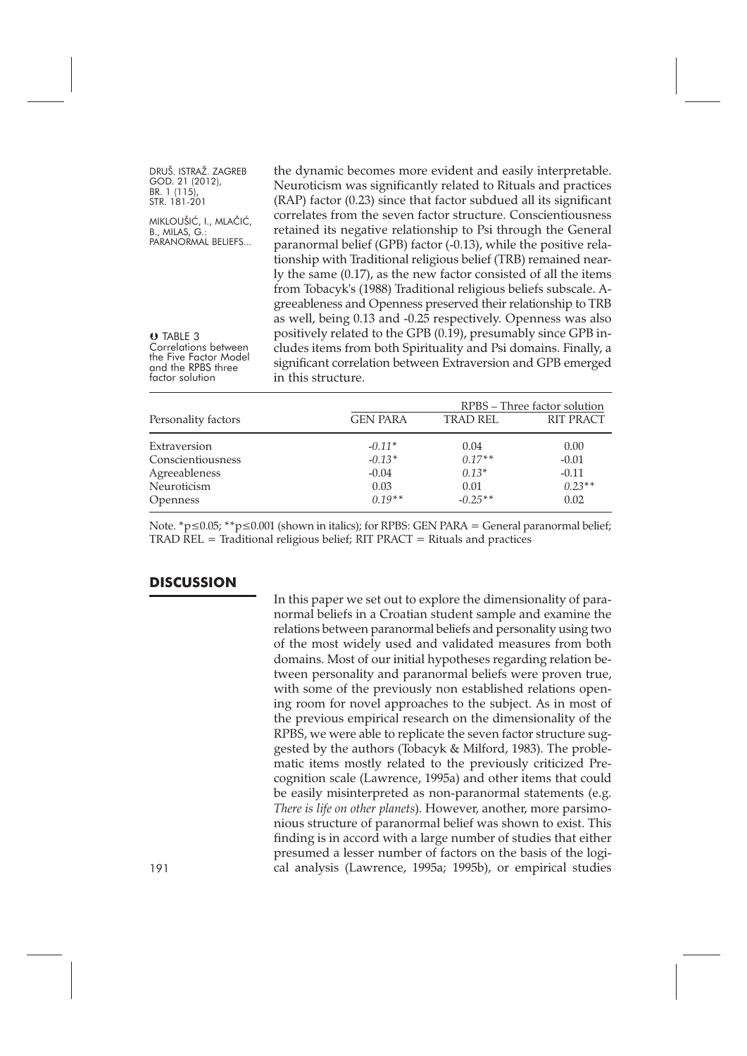the dynamic becomes more evident and easily interpretable. Neuroticism was significantly related to Rituals and practices (RAP) factor (0.23) since that factor subdued all its significant correlates from the seven factor structure. Conscientiousness retained its negative relationship to Psi through the General paranormal belief (GPB) factor (-0.13), while the positive relationship with Traditional religious belief (TRB) remained nearly the same (0.17), as the new factor consisted of all the items from Tobacyk's (1988) Traditional religious beliefs subscale. Agreeableness and Openness preserved their relationship to TRB as well, being 0.13 and -0.25 respectively. Openness was also positively related to the GPB (0.19), presumably since GPB includes items from both Spirituality and Psi domains. Finally, a significant correlation between Extraversion and GPB emerged in this structure.

TABLE 3
Correlations between the Five Factor Model and the RPBS three factor solution

| Personality factors | RPBS – Three factor solution | | |
|---|---|---|---|
| | GEN PARA | TRAD REL | RIT PRACT |
| Extraversion | *-0.11\** | 0.04 | 0.00 |
| Conscientiousness | *-0.13\** | *0.17\*\** | -0.01 |
| Agreeableness | -0.04 | *0.13\** | -0.11 |
| Neuroticism | 0.03 | 0.01 | *0.23\*\** |
| Openness | *0.19\*\** | *-0.25\*\** | 0.02 |

Note. *p≤0.05; **p≤0.001 (shown in italics); for RPBS: GEN PARA = General paranormal belief; TRAD REL = Traditional religious belief; RIT PRACT = Rituals and practices

## DISCUSSION

In this paper we set out to explore the dimensionality of paranormal beliefs in a Croatian student sample and examine the relations between paranormal beliefs and personality using two of the most widely used and validated measures from both domains. Most of our initial hypotheses regarding relation between personality and paranormal beliefs were proven true, with some of the previously non established relations opening room for novel approaches to the subject. As in most of the previous empirical research on the dimensionality of the RPBS, we were able to replicate the seven factor structure suggested by the authors (Tobacyk & Milford, 1983). The problematic items mostly related to the previously criticized Precognition scale (Lawrence, 1995a) and other items that could be easily misinterpreted as non-paranormal statements (e.g. *There is life on other planets*). However, another, more parsimonious structure of paranormal belief was shown to exist. This finding is in accord with a large number of studies that either presumed a lesser number of factors on the basis of the logical analysis (Lawrence, 1995a; 1995b), or empirical studies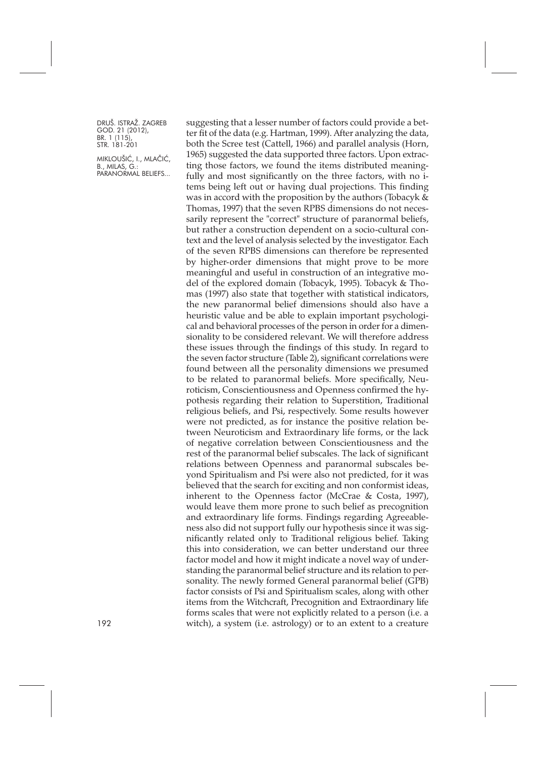suggesting that a lesser number of factors could provide a better fit of the data (e.g. Hartman, 1999). After analyzing the data, both the Scree test (Cattell, 1966) and parallel analysis (Horn, 1965) suggested the data supported three factors. Upon extracting those factors, we found the items distributed meaningfully and most significantly on the three factors, with no items being left out or having dual projections. This finding was in accord with the proposition by the authors (Tobacyk & Thomas, 1997) that the seven RPBS dimensions do not necessarily represent the "correct" structure of paranormal beliefs, but rather a construction dependent on a socio-cultural context and the level of analysis selected by the investigator. Each of the seven RPBS dimensions can therefore be represented by higher-order dimensions that might prove to be more meaningful and useful in construction of an integrative model of the explored domain (Tobacyk, 1995). Tobacyk & Thomas (1997) also state that together with statistical indicators, the new paranormal belief dimensions should also have a heuristic value and be able to explain important psychological and behavioral processes of the person in order for a dimensionality to be considered relevant. We will therefore address these issues through the findings of this study. In regard to the seven factor structure (Table 2), significant correlations were found between all the personality dimensions we presumed to be related to paranormal beliefs. More specifically, Neuroticism, Conscientiousness and Openness confirmed the hypothesis regarding their relation to Superstition, Traditional religious beliefs, and Psi, respectively. Some results however were not predicted, as for instance the positive relation between Neuroticism and Extraordinary life forms, or the lack of negative correlation between Conscientiousness and the rest of the paranormal belief subscales. The lack of significant relations between Openness and paranormal subscales beyond Spiritualism and Psi were also not predicted, for it was believed that the search for exciting and non conformist ideas, inherent to the Openness factor (McCrae & Costa, 1997), would leave them more prone to such belief as precognition and extraordinary life forms. Findings regarding Agreeableness also did not support fully our hypothesis since it was significantly related only to Traditional religious belief. Taking this into consideration, we can better understand our three factor model and how it might indicate a novel way of understanding the paranormal belief structure and its relation to personality. The newly formed General paranormal belief (GPB) factor consists of Psi and Spiritualism scales, along with other items from the Witchcraft, Precognition and Extraordinary life forms scales that were not explicitly related to a person (i.e. a witch), a system (i.e. astrology) or to an extent to a creature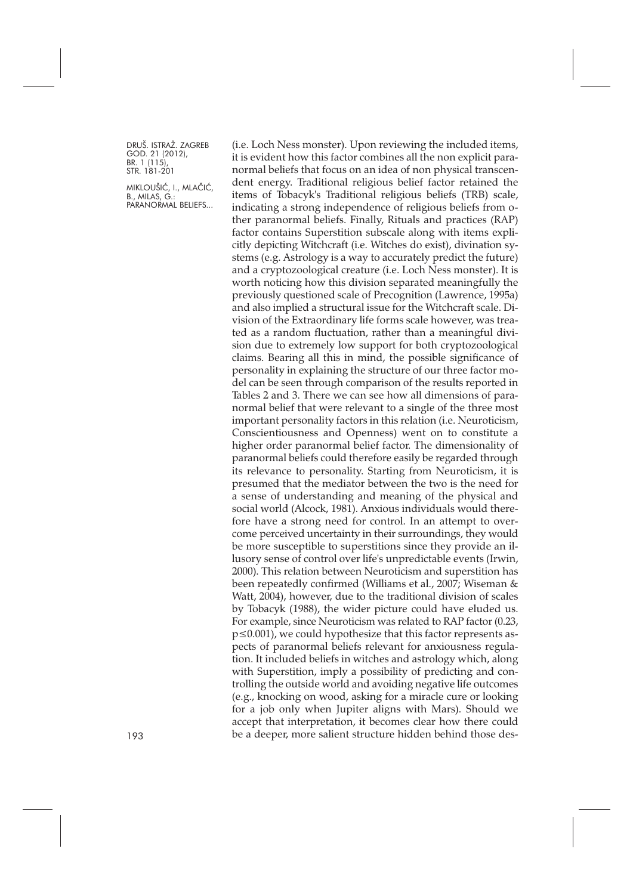(i.e. Loch Ness monster). Upon reviewing the included items, it is evident how this factor combines all the non explicit paranormal beliefs that focus on an idea of non physical transcendent energy. Traditional religious belief factor retained the items of Tobacyk's Traditional religious beliefs (TRB) scale, indicating a strong independence of religious beliefs from other paranormal beliefs. Finally, Rituals and practices (RAP) factor contains Superstition subscale along with items explicitly depicting Witchcraft (i.e. Witches do exist), divination systems (e.g. Astrology is a way to accurately predict the future) and a cryptozoological creature (i.e. Loch Ness monster). It is worth noticing how this division separated meaningfully the previously questioned scale of Precognition (Lawrence, 1995a) and also implied a structural issue for the Witchcraft scale. Division of the Extraordinary life forms scale however, was treated as a random fluctuation, rather than a meaningful division due to extremely low support for both cryptozoological claims. Bearing all this in mind, the possible significance of personality in explaining the structure of our three factor model can be seen through comparison of the results reported in Tables 2 and 3. There we can see how all dimensions of paranormal belief that were relevant to a single of the three most important personality factors in this relation (i.e. Neuroticism, Conscientiousness and Openness) went on to constitute a higher order paranormal belief factor. The dimensionality of paranormal beliefs could therefore easily be regarded through its relevance to personality. Starting from Neuroticism, it is presumed that the mediator between the two is the need for a sense of understanding and meaning of the physical and social world (Alcock, 1981). Anxious individuals would therefore have a strong need for control. In an attempt to overcome perceived uncertainty in their surroundings, they would be more susceptible to superstitions since they provide an illusory sense of control over life's unpredictable events (Irwin, 2000). This relation between Neuroticism and superstition has been repeatedly confirmed (Williams et al., 2007; Wiseman & Watt, 2004), however, due to the traditional division of scales by Tobacyk (1988), the wider picture could have eluded us. For example, since Neuroticism was related to RAP factor (0.23, $p \leq 0.001$), we could hypothesize that this factor represents aspects of paranormal beliefs relevant for anxiousness regulation. It included beliefs in witches and astrology which, along with Superstition, imply a possibility of predicting and controlling the outside world and avoiding negative life outcomes (e.g., knocking on wood, asking for a miracle cure or looking for a job only when Jupiter aligns with Mars). Should we accept that interpretation, it becomes clear how there could be a deeper, more salient structure hidden behind those des-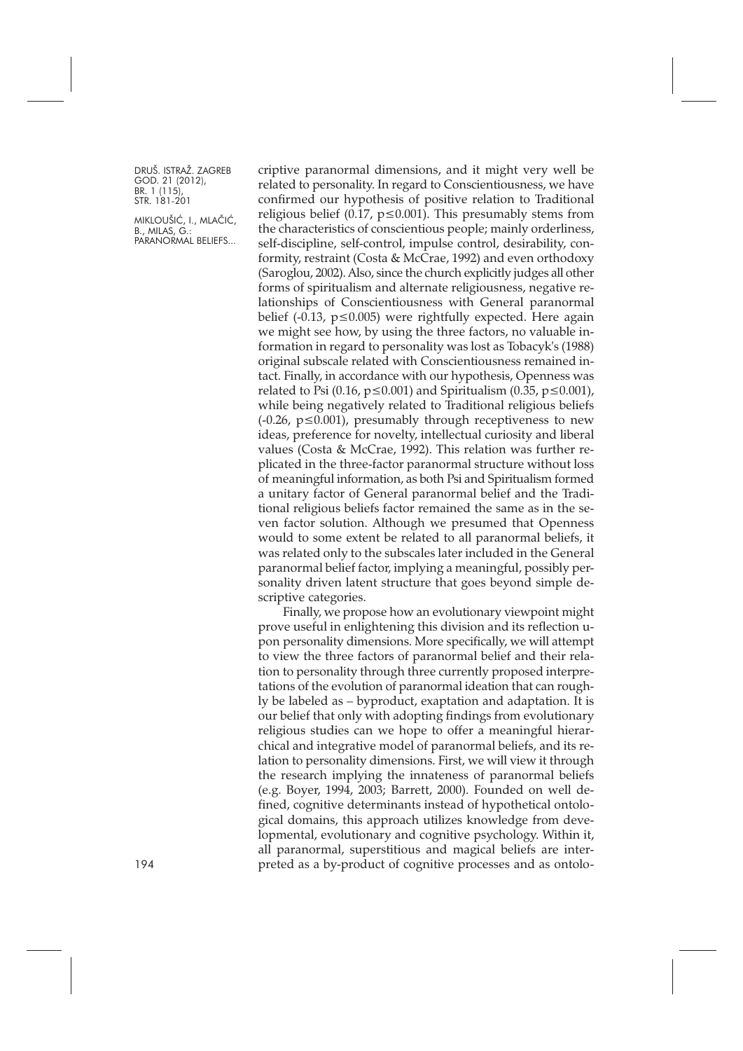criptive paranormal dimensions, and it might very well be related to personality. In regard to Conscientiousness, we have confirmed our hypothesis of positive relation to Traditional religious belief (0.17, $p \leq 0.001$). This presumably stems from the characteristics of conscientious people; mainly orderliness, self-discipline, self-control, impulse control, desirability, conformity, restraint (Costa & McCrae, 1992) and even orthodoxy (Saroglou, 2002). Also, since the church explicitly judges all other forms of spiritualism and alternate religiousness, negative relationships of Conscientiousness with General paranormal belief (-0.13, $p \leq 0.005$) were rightfully expected. Here again we might see how, by using the three factors, no valuable information in regard to personality was lost as Tobacyk's (1988) original subscale related with Conscientiousness remained intact. Finally, in accordance with our hypothesis, Openness was related to Psi (0.16, $p \leq 0.001$) and Spiritualism (0.35, $p \leq 0.001$), while being negatively related to Traditional religious beliefs (-0.26, $p \leq 0.001$), presumably through receptiveness to new ideas, preference for novelty, intellectual curiosity and liberal values (Costa & McCrae, 1992). This relation was further replicated in the three-factor paranormal structure without loss of meaningful information, as both Psi and Spiritualism formed a unitary factor of General paranormal belief and the Traditional religious beliefs factor remained the same as in the seven factor solution. Although we presumed that Openness would to some extent be related to all paranormal beliefs, it was related only to the subscales later included in the General paranormal belief factor, implying a meaningful, possibly personality driven latent structure that goes beyond simple descriptive categories.

Finally, we propose how an evolutionary viewpoint might prove useful in enlightening this division and its reflection upon personality dimensions. More specifically, we will attempt to view the three factors of paranormal belief and their relation to personality through three currently proposed interpretations of the evolution of paranormal ideation that can roughly be labeled as – byproduct, exaptation and adaptation. It is our belief that only with adopting findings from evolutionary religious studies can we hope to offer a meaningful hierarchical and integrative model of paranormal beliefs, and its relation to personality dimensions. First, we will view it through the research implying the innateness of paranormal beliefs (e.g. Boyer, 1994, 2003; Barrett, 2000). Founded on well defined, cognitive determinants instead of hypothetical ontological domains, this approach utilizes knowledge from developmental, evolutionary and cognitive psychology. Within it, all paranormal, superstitious and magical beliefs are interpreted as a by-product of cognitive processes and as ontolo-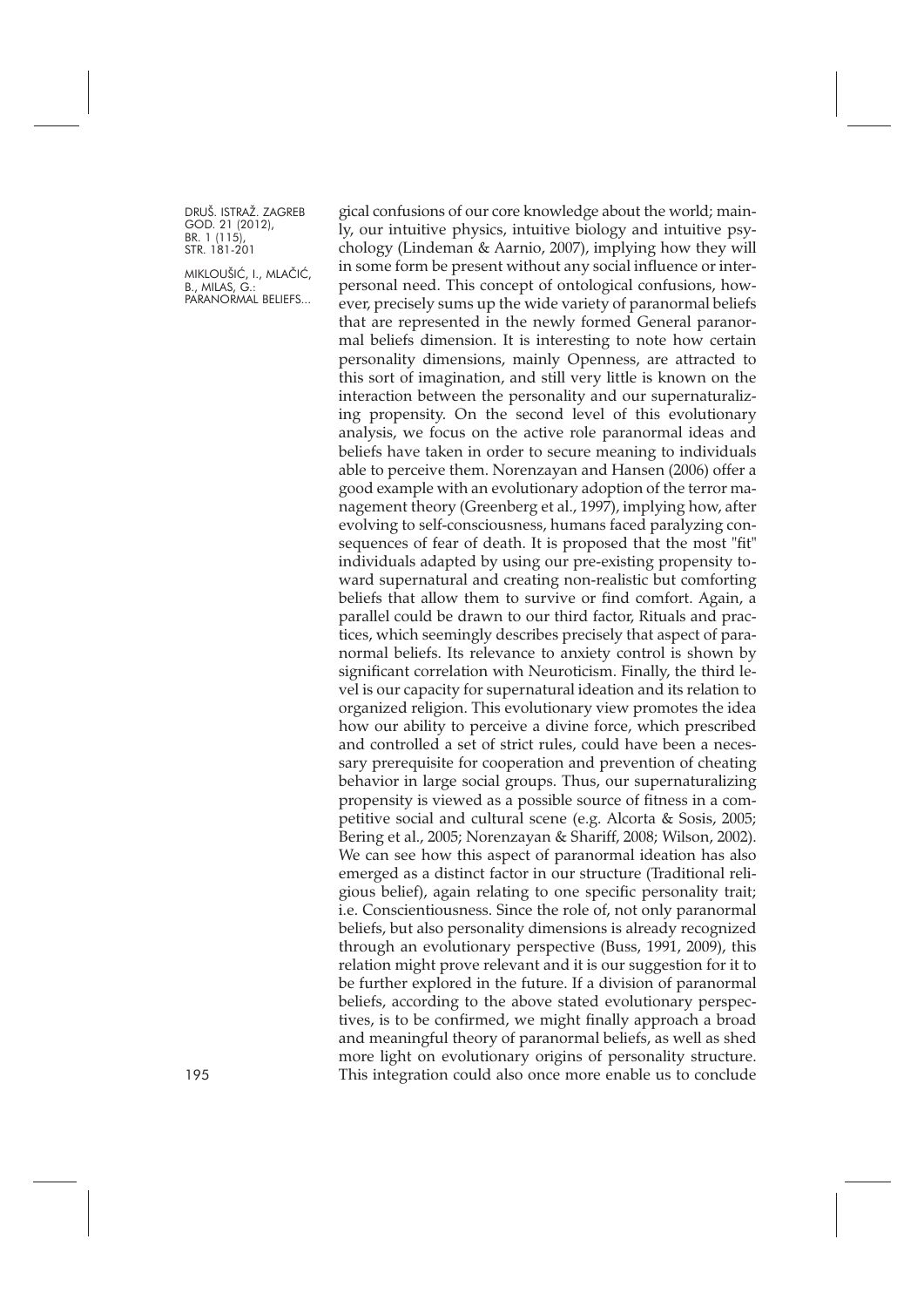gical confusions of our core knowledge about the world; mainly, our intuitive physics, intuitive biology and intuitive psychology (Lindeman & Aarnio, 2007), implying how they will in some form be present without any social influence or interpersonal need. This concept of ontological confusions, however, precisely sums up the wide variety of paranormal beliefs that are represented in the newly formed General paranormal beliefs dimension. It is interesting to note how certain personality dimensions, mainly Openness, are attracted to this sort of imagination, and still very little is known on the interaction between the personality and our supernaturalizing propensity. On the second level of this evolutionary analysis, we focus on the active role paranormal ideas and beliefs have taken in order to secure meaning to individuals able to perceive them. Norenzayan and Hansen (2006) offer a good example with an evolutionary adoption of the terror management theory (Greenberg et al., 1997), implying how, after evolving to self-consciousness, humans faced paralyzing consequences of fear of death. It is proposed that the most "fit" individuals adapted by using our pre-existing propensity toward supernatural and creating non-realistic but comforting beliefs that allow them to survive or find comfort. Again, a parallel could be drawn to our third factor, Rituals and practices, which seemingly describes precisely that aspect of paranormal beliefs. Its relevance to anxiety control is shown by significant correlation with Neuroticism. Finally, the third level is our capacity for supernatural ideation and its relation to organized religion. This evolutionary view promotes the idea how our ability to perceive a divine force, which prescribed and controlled a set of strict rules, could have been a necessary prerequisite for cooperation and prevention of cheating behavior in large social groups. Thus, our supernaturalizing propensity is viewed as a possible source of fitness in a competitive social and cultural scene (e.g. Alcorta & Sosis, 2005; Bering et al., 2005; Norenzayan & Shariff, 2008; Wilson, 2002). We can see how this aspect of paranormal ideation has also emerged as a distinct factor in our structure (Traditional religious belief), again relating to one specific personality trait; i.e. Conscientiousness. Since the role of, not only paranormal beliefs, but also personality dimensions is already recognized through an evolutionary perspective (Buss, 1991, 2009), this relation might prove relevant and it is our suggestion for it to be further explored in the future. If a division of paranormal beliefs, according to the above stated evolutionary perspectives, is to be confirmed, we might finally approach a broad and meaningful theory of paranormal beliefs, as well as shed more light on evolutionary origins of personality structure. This integration could also once more enable us to conclude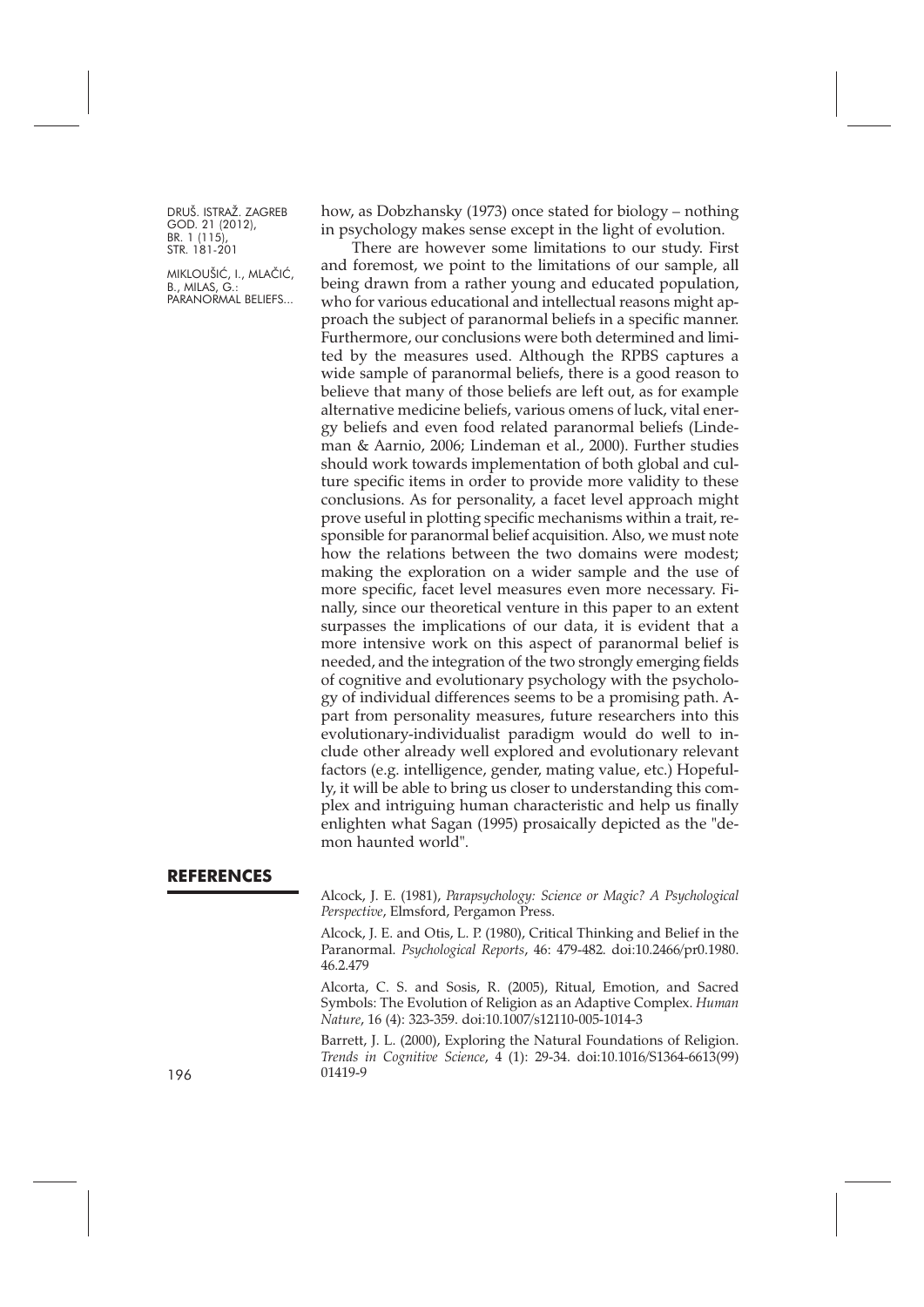how, as Dobzhansky (1973) once stated for biology – nothing in psychology makes sense except in the light of evolution.

There are however some limitations to our study. First and foremost, we point to the limitations of our sample, all being drawn from a rather young and educated population, who for various educational and intellectual reasons might approach the subject of paranormal beliefs in a specific manner. Furthermore, our conclusions were both determined and limited by the measures used. Although the RPBS captures a wide sample of paranormal beliefs, there is a good reason to believe that many of those beliefs are left out, as for example alternative medicine beliefs, various omens of luck, vital energy beliefs and even food related paranormal beliefs (Lindeman & Aarnio, 2006; Lindeman et al., 2000). Further studies should work towards implementation of both global and culture specific items in order to provide more validity to these conclusions. As for personality, a facet level approach might prove useful in plotting specific mechanisms within a trait, responsible for paranormal belief acquisition. Also, we must note how the relations between the two domains were modest; making the exploration on a wider sample and the use of more specific, facet level measures even more necessary. Finally, since our theoretical venture in this paper to an extent surpasses the implications of our data, it is evident that a more intensive work on this aspect of paranormal belief is needed, and the integration of the two strongly emerging fields of cognitive and evolutionary psychology with the psychology of individual differences seems to be a promising path. Apart from personality measures, future researchers into this evolutionary-individualist paradigm would do well to include other already well explored and evolutionary relevant factors (e.g. intelligence, gender, mating value, etc.) Hopefully, it will be able to bring us closer to understanding this complex and intriguing human characteristic and help us finally enlighten what Sagan (1995) prosaically depicted as the "demon haunted world".

## REFERENCES

Alcock, J. E. (1981), *Parapsychology: Science or Magic? A Psychological Perspective*, Elmsford, Pergamon Press.

Alcock, J. E. and Otis, L. P. (1980), Critical Thinking and Belief in the Paranormal. *Psychological Reports*, 46: 479-482. doi:10.2466/pr0.1980.46.2.479

Alcorta, C. S. and Sosis, R. (2005), Ritual, Emotion, and Sacred Symbols: The Evolution of Religion as an Adaptive Complex. *Human Nature*, 16 (4): 323-359. doi:10.1007/s12110-005-1014-3

Barrett, J. L. (2000), Exploring the Natural Foundations of Religion. *Trends in Cognitive Science*, 4 (1): 29-34. doi:10.1016/S1364-6613(99)01419-9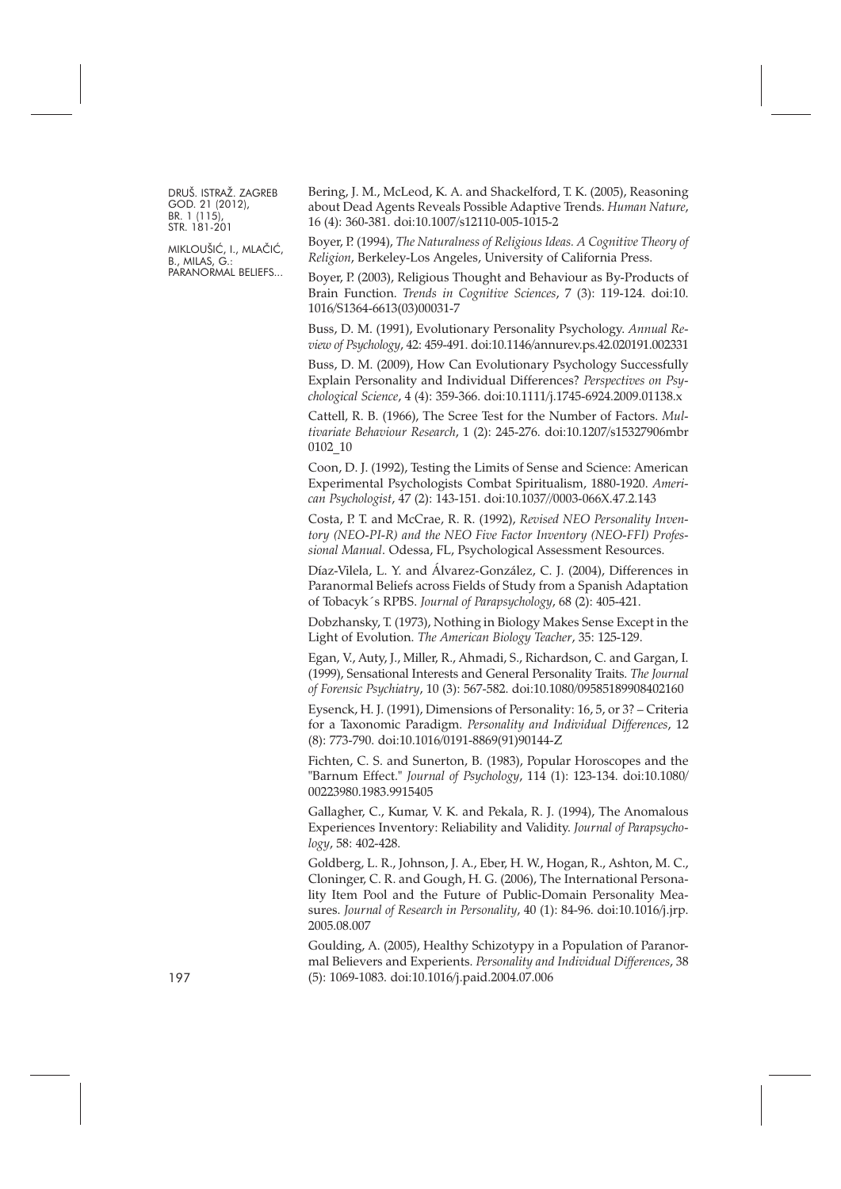Bering, J. M., McLeod, K. A. and Shackelford, T. K. (2005), Reasoning about Dead Agents Reveals Possible Adaptive Trends. *Human Nature*, 16 (4): 360-381. doi:10.1007/s12110-005-1015-2

Boyer, P. (1994), *The Naturalness of Religious Ideas. A Cognitive Theory of Religion*, Berkeley-Los Angeles, University of California Press.

Boyer, P. (2003), Religious Thought and Behaviour as By-Products of Brain Function. *Trends in Cognitive Sciences*, 7 (3): 119-124. doi:10.1016/S1364-6613(03)00031-7

Buss, D. M. (1991), Evolutionary Personality Psychology. *Annual Review of Psychology*, 42: 459-491. doi:10.1146/annurev.ps.42.020191.002331

Buss, D. M. (2009), How Can Evolutionary Psychology Successfully Explain Personality and Individual Differences? *Perspectives on Psychological Science*, 4 (4): 359-366. doi:10.1111/j.1745-6924.2009.01138.x

Cattell, R. B. (1966), The Scree Test for the Number of Factors. *Multivariate Behaviour Research*, 1 (2): 245-276. doi:10.1207/s15327906mbr0102_10

Coon, D. J. (1992), Testing the Limits of Sense and Science: American Experimental Psychologists Combat Spiritualism, 1880-1920. *American Psychologist*, 47 (2): 143-151. doi:10.1037//0003-066X.47.2.143

Costa, P. T. and McCrae, R. R. (1992), *Revised NEO Personality Inventory (NEO-PI-R) and the NEO Five Factor Inventory (NEO-FFI) Professional Manual*. Odessa, FL, Psychological Assessment Resources.

Díaz-Vilela, L. Y. and Álvarez-González, C. J. (2004), Differences in Paranormal Beliefs across Fields of Study from a Spanish Adaptation of Tobacyk´s RPBS. *Journal of Parapsychology*, 68 (2): 405-421.

Dobzhansky, T. (1973), Nothing in Biology Makes Sense Except in the Light of Evolution. *The American Biology Teacher*, 35: 125-129.

Egan, V., Auty, J., Miller, R., Ahmadi, S., Richardson, C. and Gargan, I. (1999), Sensational Interests and General Personality Traits. *The Journal of Forensic Psychiatry*, 10 (3): 567-582. doi:10.1080/09585189908402160

Eysenck, H. J. (1991), Dimensions of Personality: 16, 5, or 3? – Criteria for a Taxonomic Paradigm. *Personality and Individual Differences*, 12 (8): 773-790. doi:10.1016/0191-8869(91)90144-Z

Fichten, C. S. and Sunerton, B. (1983), Popular Horoscopes and the "Barnum Effect." *Journal of Psychology*, 114 (1): 123-134. doi:10.1080/00223980.1983.9915405

Gallagher, C., Kumar, V. K. and Pekala, R. J. (1994), The Anomalous Experiences Inventory: Reliability and Validity. *Journal of Parapsychology*, 58: 402-428.

Goldberg, L. R., Johnson, J. A., Eber, H. W., Hogan, R., Ashton, M. C., Cloninger, C. R. and Gough, H. G. (2006), The International Personality Item Pool and the Future of Public-Domain Personality Measures. *Journal of Research in Personality*, 40 (1): 84-96. doi:10.1016/j.jrp.2005.08.007

Goulding, A. (2005), Healthy Schizotypy in a Population of Paranormal Believers and Experients. *Personality and Individual Differences*, 38 (5): 1069-1083. doi:10.1016/j.paid.2004.07.006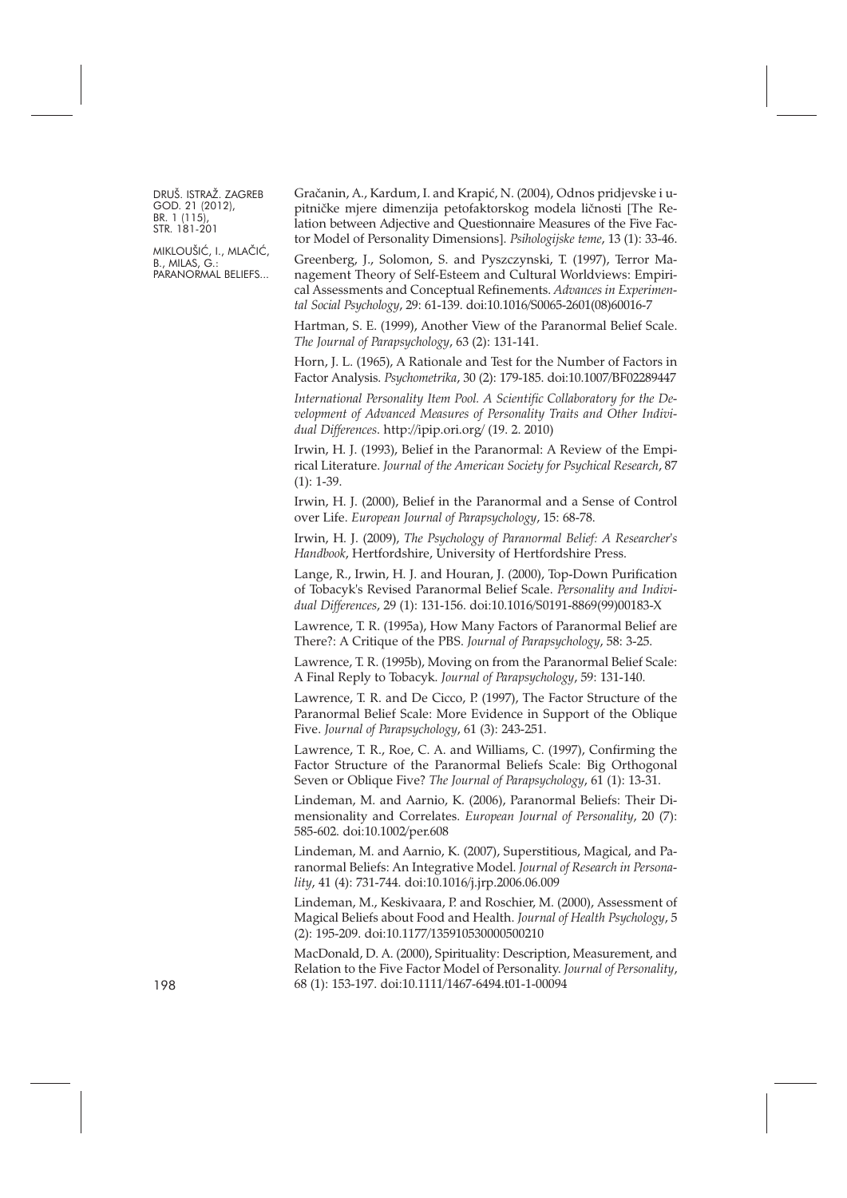Gračanin, A., Kardum, I. and Krapić, N. (2004), Odnos pridjevske i upitničke mjere dimenzija petofaktorskog modela ličnosti [The Relation between Adjective and Questionnaire Measures of the Five Factor Model of Personality Dimensions]. *Psihologijske teme*, 13 (1): 33-46.

Greenberg, J., Solomon, S. and Pyszczynski, T. (1997), Terror Management Theory of Self-Esteem and Cultural Worldviews: Empirical Assessments and Conceptual Refinements. *Advances in Experimental Social Psychology*, 29: 61-139. doi:10.1016/S0065-2601(08)60016-7

Hartman, S. E. (1999), Another View of the Paranormal Belief Scale. *The Journal of Parapsychology*, 63 (2): 131-141.

Horn, J. L. (1965), A Rationale and Test for the Number of Factors in Factor Analysis. *Psychometrika*, 30 (2): 179-185. doi:10.1007/BF02289447

*International Personality Item Pool. A Scientific Collaboratory for the Development of Advanced Measures of Personality Traits and Other Individual Differences*. http://ipip.ori.org/ (19. 2. 2010)

Irwin, H. J. (1993), Belief in the Paranormal: A Review of the Empirical Literature. *Journal of the American Society for Psychical Research*, 87 (1): 1-39.

Irwin, H. J. (2000), Belief in the Paranormal and a Sense of Control over Life. *European Journal of Parapsychology*, 15: 68-78.

Irwin, H. J. (2009), *The Psychology of Paranormal Belief: A Researcher's Handbook*, Hertfordshire, University of Hertfordshire Press.

Lange, R., Irwin, H. J. and Houran, J. (2000), Top-Down Purification of Tobacyk's Revised Paranormal Belief Scale. *Personality and Individual Differences*, 29 (1): 131-156. doi:10.1016/S0191-8869(99)00183-X

Lawrence, T. R. (1995a), How Many Factors of Paranormal Belief are There?: A Critique of the PBS. *Journal of Parapsychology*, 58: 3-25.

Lawrence, T. R. (1995b), Moving on from the Paranormal Belief Scale: A Final Reply to Tobacyk. *Journal of Parapsychology*, 59: 131-140.

Lawrence, T. R. and De Cicco, P. (1997), The Factor Structure of the Paranormal Belief Scale: More Evidence in Support of the Oblique Five. *Journal of Parapsychology*, 61 (3): 243-251.

Lawrence, T. R., Roe, C. A. and Williams, C. (1997), Confirming the Factor Structure of the Paranormal Beliefs Scale: Big Orthogonal Seven or Oblique Five? *The Journal of Parapsychology*, 61 (1): 13-31.

Lindeman, M. and Aarnio, K. (2006), Paranormal Beliefs: Their Dimensionality and Correlates. *European Journal of Personality*, 20 (7): 585-602. doi:10.1002/per.608

Lindeman, M. and Aarnio, K. (2007), Superstitious, Magical, and Paranormal Beliefs: An Integrative Model. *Journal of Research in Personality*, 41 (4): 731-744. doi:10.1016/j.jrp.2006.06.009

Lindeman, M., Keskivaara, P. and Roschier, M. (2000), Assessment of Magical Beliefs about Food and Health. *Journal of Health Psychology*, 5 (2): 195-209. doi:10.1177/135910530000500210

MacDonald, D. A. (2000), Spirituality: Description, Measurement, and Relation to the Five Factor Model of Personality. *Journal of Personality*, 68 (1): 153-197. doi:10.1111/1467-6494.t01-1-00094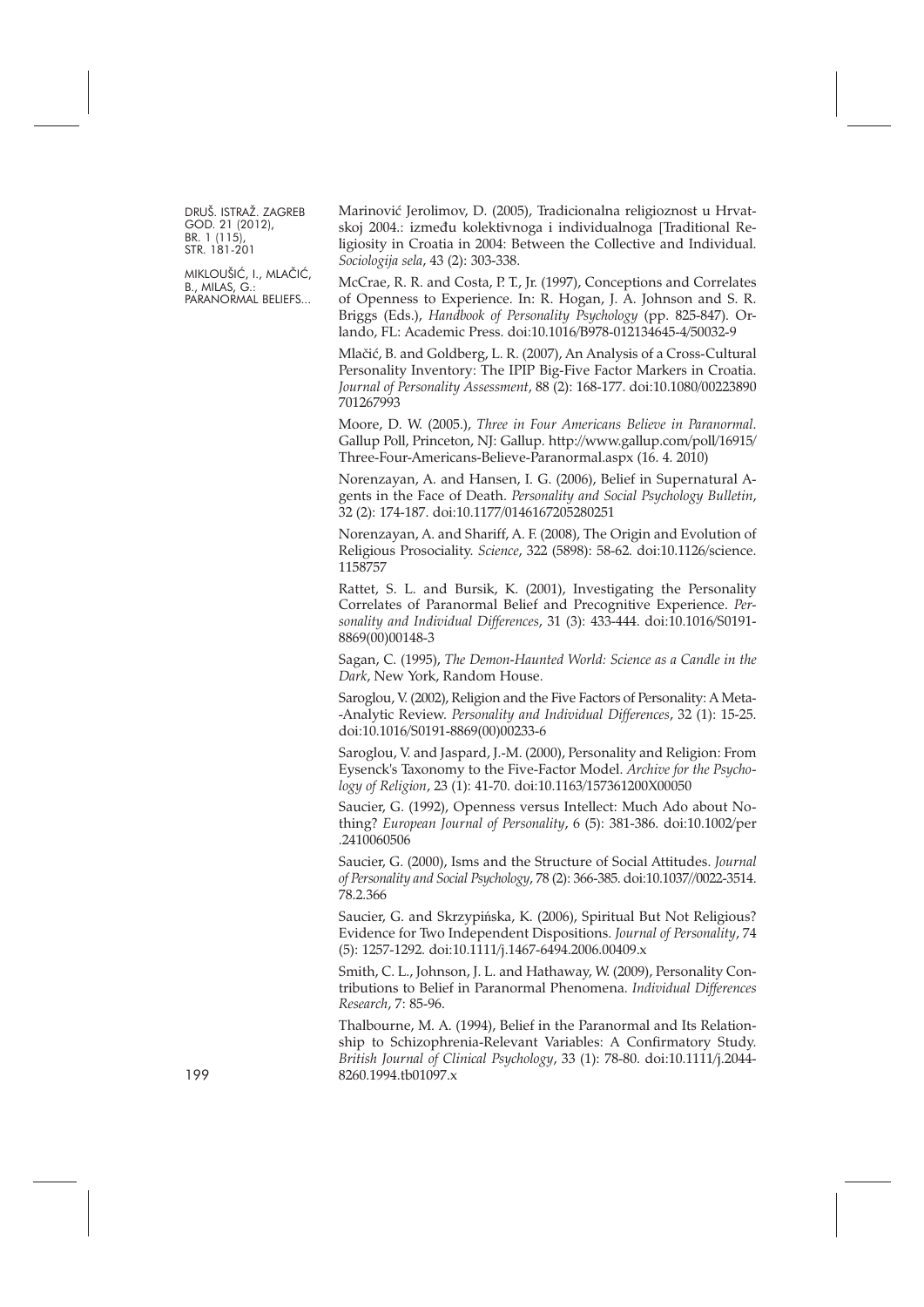Marinović Jerolimov, D. (2005), Tradicionalna religioznost u Hrvatskoj 2004.: između kolektivnoga i individualnoga [Traditional Religiosity in Croatia in 2004: Between the Collective and Individual. *Sociologija sela*, 43 (2): 303-338.

McCrae, R. R. and Costa, P. T., Jr. (1997), Conceptions and Correlates of Openness to Experience. In: R. Hogan, J. A. Johnson and S. R. Briggs (Eds.), *Handbook of Personality Psychology* (pp. 825-847). Orlando, FL: Academic Press. doi:10.1016/B978-012134645-4/50032-9

Mlačić, B. and Goldberg, L. R. (2007), An Analysis of a Cross-Cultural Personality Inventory: The IPIP Big-Five Factor Markers in Croatia. *Journal of Personality Assessment*, 88 (2): 168-177. doi:10.1080/00223890701267993

Moore, D. W. (2005.), *Three in Four Americans Believe in Paranormal*. Gallup Poll, Princeton, NJ: Gallup. http://www.gallup.com/poll/16915/Three-Four-Americans-Believe-Paranormal.aspx (16. 4. 2010)

Norenzayan, A. and Hansen, I. G. (2006), Belief in Supernatural Agents in the Face of Death. *Personality and Social Psychology Bulletin*, 32 (2): 174-187. doi:10.1177/0146167205280251

Norenzayan, A. and Shariff, A. F. (2008), The Origin and Evolution of Religious Prosociality. *Science*, 322 (5898): 58-62. doi:10.1126/science.1158757

Rattet, S. L. and Bursik, K. (2001), Investigating the Personality Correlates of Paranormal Belief and Precognitive Experience. *Personality and Individual Differences*, 31 (3): 433-444. doi:10.1016/S0191-8869(00)00148-3

Sagan, C. (1995), *The Demon-Haunted World: Science as a Candle in the Dark*, New York, Random House.

Saroglou, V. (2002), Religion and the Five Factors of Personality: A Meta-Analytic Review. *Personality and Individual Differences*, 32 (1): 15-25. doi:10.1016/S0191-8869(00)00233-6

Saroglou, V. and Jaspard, J.-M. (2000), Personality and Religion: From Eysenck's Taxonomy to the Five-Factor Model. *Archive for the Psychology of Religion*, 23 (1): 41-70. doi:10.1163/157361200X00050

Saucier, G. (1992), Openness versus Intellect: Much Ado about Nothing? *European Journal of Personality*, 6 (5): 381-386. doi:10.1002/per.2410060506

Saucier, G. (2000), Isms and the Structure of Social Attitudes. *Journal of Personality and Social Psychology*, 78 (2): 366-385. doi:10.1037//0022-3514.78.2.366

Saucier, G. and Skrzypińska, K. (2006), Spiritual But Not Religious? Evidence for Two Independent Dispositions. *Journal of Personality*, 74 (5): 1257-1292. doi:10.1111/j.1467-6494.2006.00409.x

Smith, C. L., Johnson, J. L. and Hathaway, W. (2009), Personality Contributions to Belief in Paranormal Phenomena. *Individual Differences Research*, 7: 85-96.

Thalbourne, M. A. (1994), Belief in the Paranormal and Its Relationship to Schizophrenia-Relevant Variables: A Confirmatory Study. *British Journal of Clinical Psychology*, 33 (1): 78-80. doi:10.1111/j.2044-8260.1994.tb01097.x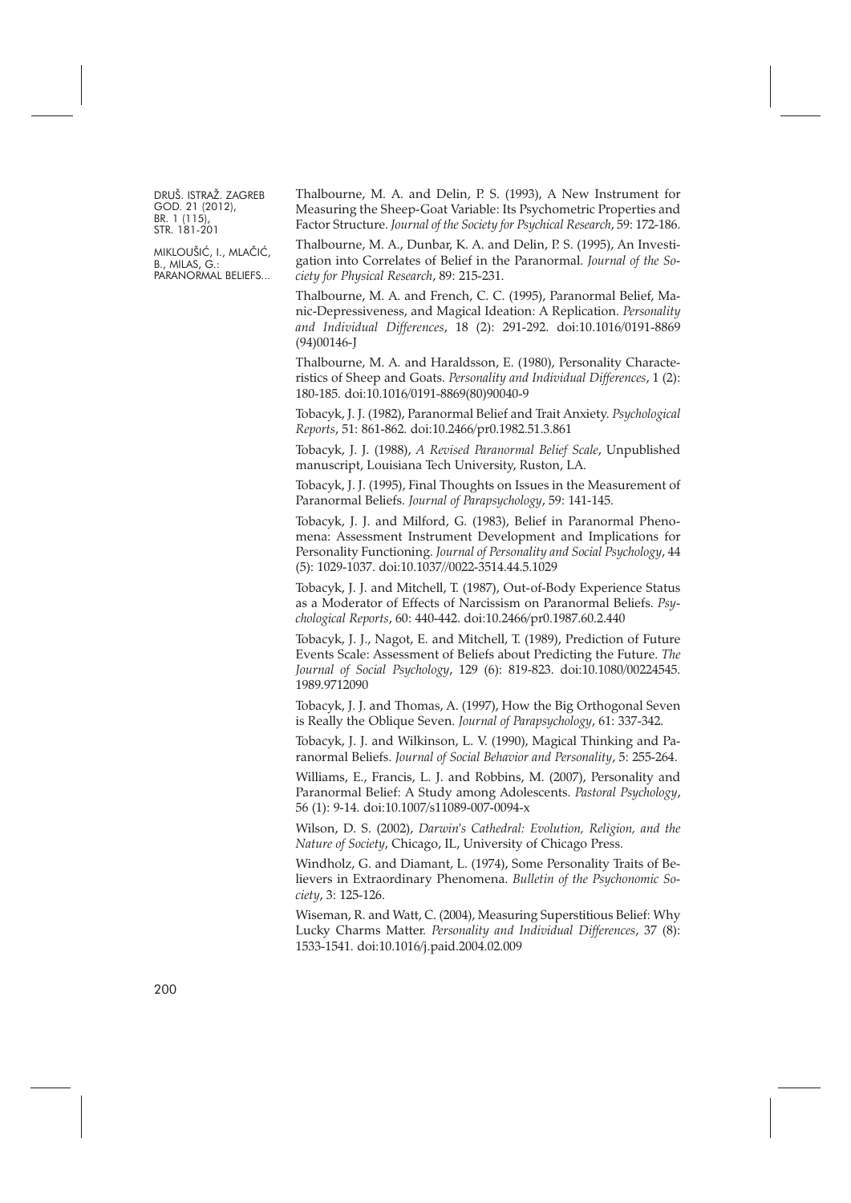Thalbourne, M. A. and Delin, P. S. (1993), A New Instrument for Measuring the Sheep-Goat Variable: Its Psychometric Properties and Factor Structure. *Journal of the Society for Psychical Research*, 59: 172-186.

Thalbourne, M. A., Dunbar, K. A. and Delin, P. S. (1995), An Investigation into Correlates of Belief in the Paranormal. *Journal of the Society for Physical Research*, 89: 215-231.

Thalbourne, M. A. and French, C. C. (1995), Paranormal Belief, Manic-Depressiveness, and Magical Ideation: A Replication. *Personality and Individual Differences*, 18 (2): 291-292. doi:10.1016/0191-8869(94)00146-J

Thalbourne, M. A. and Haraldsson, E. (1980), Personality Characteristics of Sheep and Goats. *Personality and Individual Differences*, 1 (2): 180-185. doi:10.1016/0191-8869(80)90040-9

Tobacyk, J. J. (1982), Paranormal Belief and Trait Anxiety. *Psychological Reports*, 51: 861-862. doi:10.2466/pr0.1982.51.3.861

Tobacyk, J. J. (1988), *A Revised Paranormal Belief Scale*, Unpublished manuscript, Louisiana Tech University, Ruston, LA.

Tobacyk, J. J. (1995), Final Thoughts on Issues in the Measurement of Paranormal Beliefs. *Journal of Parapsychology*, 59: 141-145.

Tobacyk, J. J. and Milford, G. (1983), Belief in Paranormal Phenomena: Assessment Instrument Development and Implications for Personality Functioning. *Journal of Personality and Social Psychology*, 44 (5): 1029-1037. doi:10.1037//0022-3514.44.5.1029

Tobacyk, J. J. and Mitchell, T. (1987), Out-of-Body Experience Status as a Moderator of Effects of Narcissism on Paranormal Beliefs. *Psychological Reports*, 60: 440-442. doi:10.2466/pr0.1987.60.2.440

Tobacyk, J. J., Nagot, E. and Mitchell, T. (1989), Prediction of Future Events Scale: Assessment of Beliefs about Predicting the Future. *The Journal of Social Psychology*, 129 (6): 819-823. doi:10.1080/00224545.1989.9712090

Tobacyk, J. J. and Thomas, A. (1997), How the Big Orthogonal Seven is Really the Oblique Seven. *Journal of Parapsychology*, 61: 337-342.

Tobacyk, J. J. and Wilkinson, L. V. (1990), Magical Thinking and Paranormal Beliefs. *Journal of Social Behavior and Personality*, 5: 255-264.

Williams, E., Francis, L. J. and Robbins, M. (2007), Personality and Paranormal Belief: A Study among Adolescents. *Pastoral Psychology*, 56 (1): 9-14. doi:10.1007/s11089-007-0094-x

Wilson, D. S. (2002), *Darwin's Cathedral: Evolution, Religion, and the Nature of Society*, Chicago, IL, University of Chicago Press.

Windholz, G. and Diamant, L. (1974), Some Personality Traits of Believers in Extraordinary Phenomena. *Bulletin of the Psychonomic Society*, 3: 125-126.

Wiseman, R. and Watt, C. (2004), Measuring Superstitious Belief: Why Lucky Charms Matter. *Personality and Individual Differences*, 37 (8): 1533-1541. doi:10.1016/j.paid.2004.02.009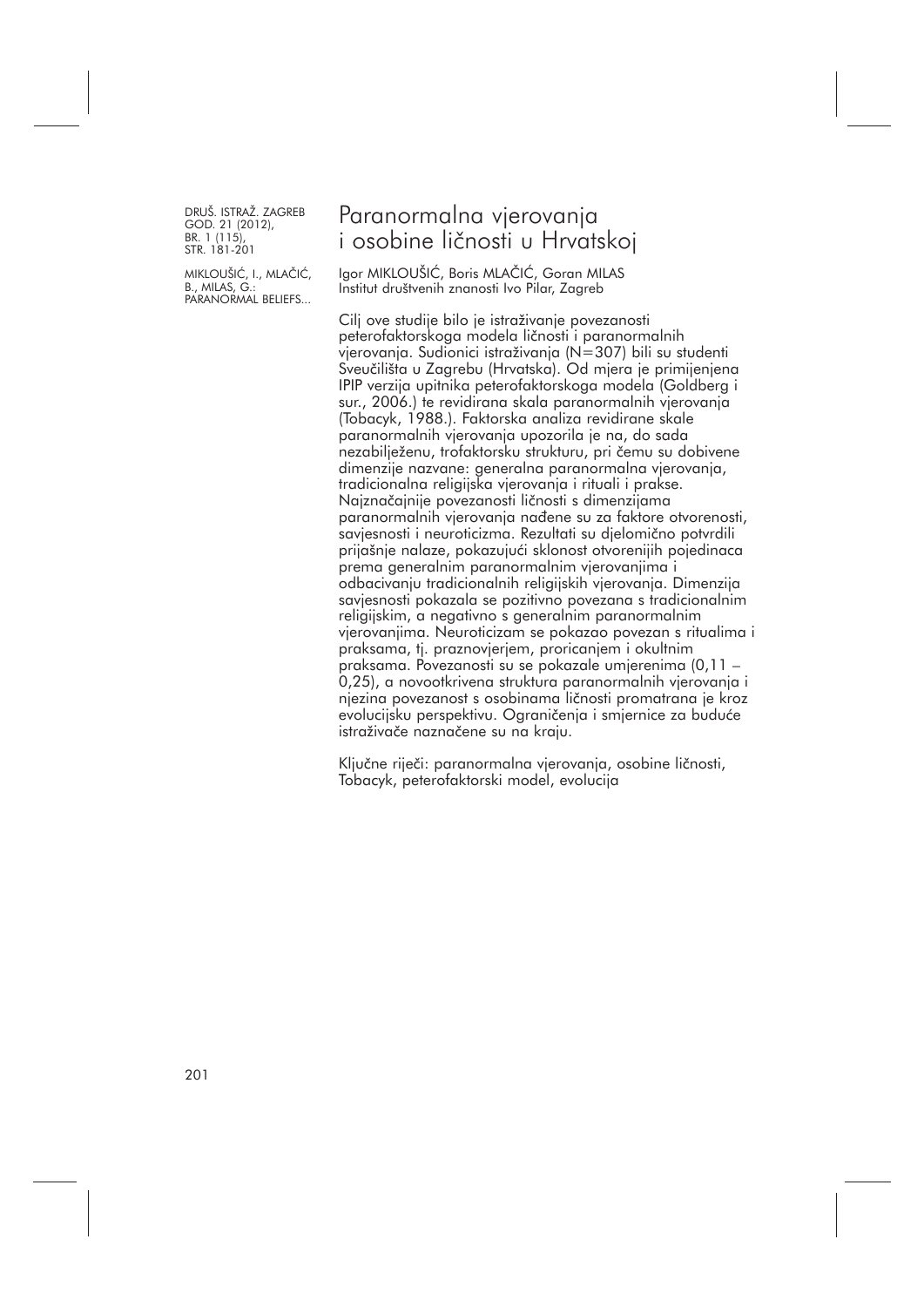# Paranormalna vjerovanja i osobine ličnosti u Hrvatskoj

Igor MIKLOUŠIĆ, Boris MLAČIĆ, Goran MILAS
Institut društvenih znanosti Ivo Pilar, Zagreb

Cilj ove studije bilo je istraživanje povezanosti peterofaktorskoga modela ličnosti i paranormalnih vjerovanja. Sudionici istraživanja (N=307) bili su studenti Sveučilišta u Zagrebu (Hrvatska). Od mjera je primijenjena IPIP verzija upitnika peterofaktorskoga modela (Goldberg i sur., 2006.) te revidirana skala paranormalnih vjerovanja (Tobacyk, 1988.). Faktorska analiza revidirane skale paranormalnih vjerovanja upozorila je na, do sada nezabilježenu, trofaktorsku strukturu, pri čemu su dobivene dimenzije nazvane: generalna paranormalna vjerovanja, tradicionalna religijska vjerovanja i rituali i prakse. Najznačajnije povezanosti ličnosti s dimenzijama paranormalnih vjerovanja nađene su za faktore otvorenosti, savjesnosti i neuroticizma. Rezultati su djelomično potvrdili prijašnje nalaze, pokazujući sklonost otvorenijih pojedinaca prema generalnim paranormalnim vjerovanjima i odbacivanju tradicionalnih religijskih vjerovanja. Dimenzija savjesnosti pokazala se pozitivno povezana s tradicionalnim religijskim, a negativno s generalnim paranormalnim vjerovanjima. Neuroticizam se pokazao povezan s ritualima i praksama, tj. praznovjerjem, proricanjem i okultnim praksama. Povezanosti su se pokazale umjerenima (0,11 – 0,25), a novootkrivena struktura paranormalnih vjerovanja i njezina povezanost s osobinama ličnosti promatrana je kroz evolucijsku perspektivu. Ograničenja i smjernice za buduće istraživače naznačene su na kraju.

Ključne riječi: paranormalna vjerovanja, osobine ličnosti, Tobacyk, peterofaktorski model, evolucija